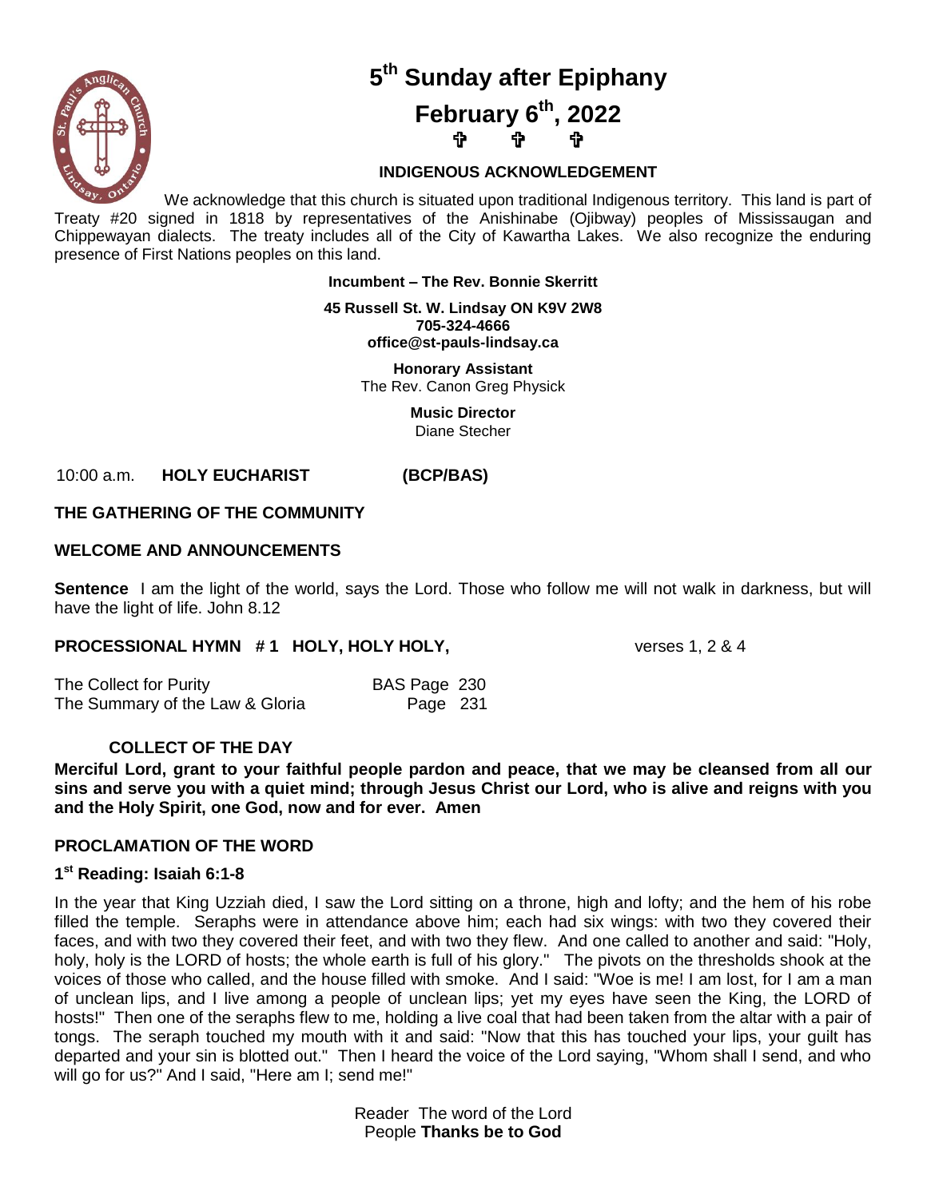# 5th Sunday after Epiphany

# February 6th, 2022

✞ ✞ ✞

**INDIGENOUS ACKNOWLEDGEMENT**

We acknowledge that this church is situated upon traditional Indigenous territory. This land is part of Treaty #20 signed in 1818 by representatives of the Anishinabe (Ojibway) peoples of Mississaugan and Chippewayan dialects. The treaty includes all of the City of Kawartha Lakes. We also recognize the enduring presence of First Nations peoples on this land.

**Incumbent – The Rev. Bonnie Skerritt**

**45 Russell St. W. Lindsay ON K9V 2W8**
**705-324-4666**
**office@st-pauls-lindsay.ca**

**Honorary Assistant**
The Rev. Canon Greg Physick

**Music Director**
Diane Stecher

10:00 a.m. **HOLY EUCHARIST** **(BCP/BAS)**

**THE GATHERING OF THE COMMUNITY**

**WELCOME AND ANNOUNCEMENTS**

**Sentence** I am the light of the world, says the Lord. Those who follow me will not walk in darkness, but will have the light of life. John 8.12

**PROCESSIONAL HYMN # 1 HOLY, HOLY HOLY,** verses 1, 2 & 4

| | |
|---|---|
| The Collect for Purity | BAS Page 230 |
| The Summary of the Law & Gloria | Page 231 |

**COLLECT OF THE DAY**

**Merciful Lord, grant to your faithful people pardon and peace, that we may be cleansed from all our sins and serve you with a quiet mind; through Jesus Christ our Lord, who is alive and reigns with you and the Holy Spirit, one God, now and for ever. Amen**

**PROCLAMATION OF THE WORD**

**1st Reading: Isaiah 6:1-8**

In the year that King Uzziah died, I saw the Lord sitting on a throne, high and lofty; and the hem of his robe filled the temple. Seraphs were in attendance above him; each had six wings: with two they covered their faces, and with two they covered their feet, and with two they flew. And one called to another and said: "Holy, holy, holy is the LORD of hosts; the whole earth is full of his glory." The pivots on the thresholds shook at the voices of those who called, and the house filled with smoke. And I said: "Woe is me! I am lost, for I am a man of unclean lips, and I live among a people of unclean lips; yet my eyes have seen the King, the LORD of hosts!" Then one of the seraphs flew to me, holding a live coal that had been taken from the altar with a pair of tongs. The seraph touched my mouth with it and said: "Now that this has touched your lips, your guilt has departed and your sin is blotted out." Then I heard the voice of the Lord saying, "Whom shall I send, and who will go for us?" And I said, "Here am I; send me!"

Reader The word of the Lord
People **Thanks be to God**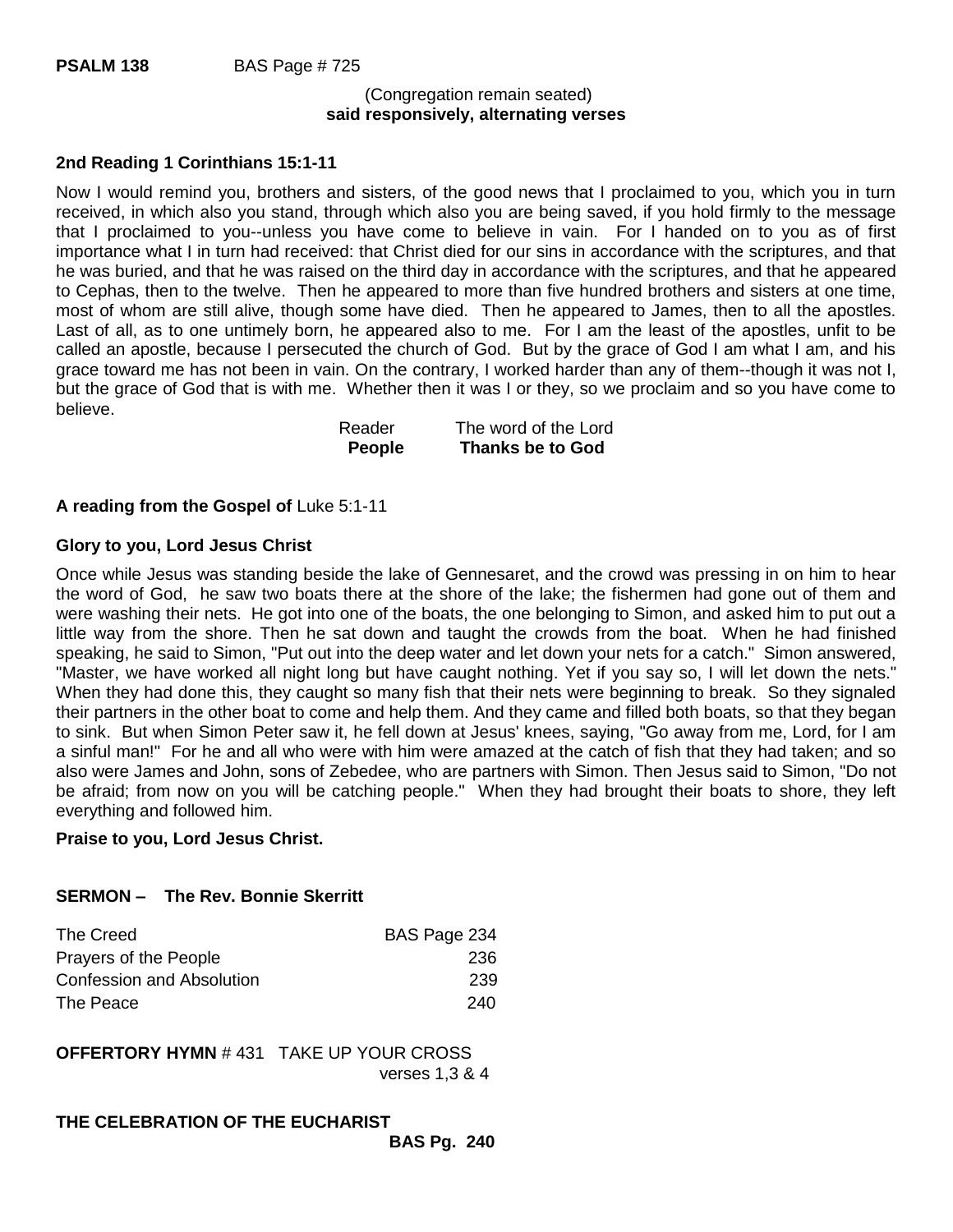**PSALM 138** BAS Page # 725

(Congregation remain seated)
**said responsively, alternating verses**

**2nd Reading 1 Corinthians 15:1-11**

Now I would remind you, brothers and sisters, of the good news that I proclaimed to you, which you in turn received, in which also you stand, through which also you are being saved, if you hold firmly to the message that I proclaimed to you--unless you have come to believe in vain. For I handed on to you as of first importance what I in turn had received: that Christ died for our sins in accordance with the scriptures, and that he was buried, and that he was raised on the third day in accordance with the scriptures, and that he appeared to Cephas, then to the twelve. Then he appeared to more than five hundred brothers and sisters at one time, most of whom are still alive, though some have died. Then he appeared to James, then to all the apostles. Last of all, as to one untimely born, he appeared also to me. For I am the least of the apostles, unfit to be called an apostle, because I persecuted the church of God. But by the grace of God I am what I am, and his grace toward me has not been in vain. On the contrary, I worked harder than any of them--though it was not I, but the grace of God that is with me. Whether then it was I or they, so we proclaim and so you have come to believe.

Reader The word of the Lord
**People Thanks be to God**

**A reading from the Gospel of** Luke 5:1-11

**Glory to you, Lord Jesus Christ**

Once while Jesus was standing beside the lake of Gennesaret, and the crowd was pressing in on him to hear the word of God, he saw two boats there at the shore of the lake; the fishermen had gone out of them and were washing their nets. He got into one of the boats, the one belonging to Simon, and asked him to put out a little way from the shore. Then he sat down and taught the crowds from the boat. When he had finished speaking, he said to Simon, "Put out into the deep water and let down your nets for a catch." Simon answered, "Master, we have worked all night long but have caught nothing. Yet if you say so, I will let down the nets." When they had done this, they caught so many fish that their nets were beginning to break. So they signaled their partners in the other boat to come and help them. And they came and filled both boats, so that they began to sink. But when Simon Peter saw it, he fell down at Jesus' knees, saying, "Go away from me, Lord, for I am a sinful man!" For he and all who were with him were amazed at the catch of fish that they had taken; and so also were James and John, sons of Zebedee, who are partners with Simon. Then Jesus said to Simon, "Do not be afraid; from now on you will be catching people." When they had brought their boats to shore, they left everything and followed him.

**Praise to you, Lord Jesus Christ.**

**SERMON – The Rev. Bonnie Skerritt**

| | |
|---|---|
| The Creed | BAS Page 234 |
| Prayers of the People | 236 |
| Confession and Absolution | 239 |
| The Peace | 240 |

**OFFERTORY HYMN** # 431 TAKE UP YOUR CROSS
verses 1,3 & 4

**THE CELEBRATION OF THE EUCHARIST**
**BAS Pg. 240**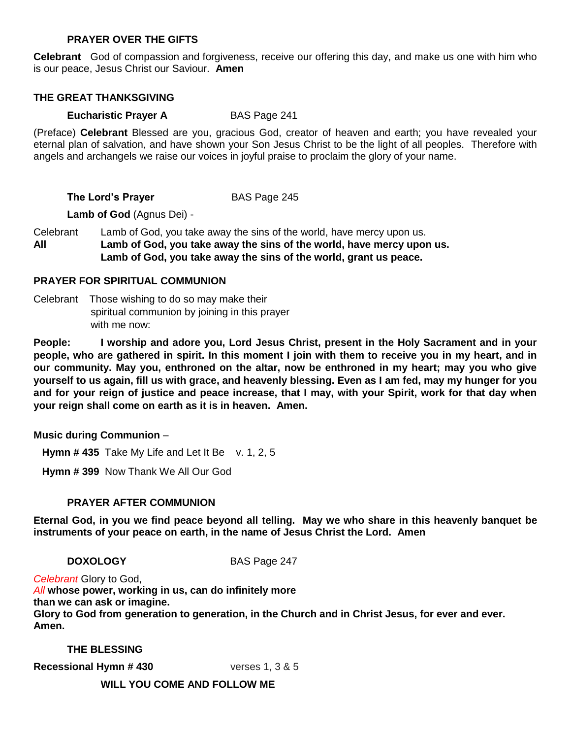## PRAYER OVER THE GIFTS

**Celebrant** God of compassion and forgiveness, receive our offering this day, and make us one with him who is our peace, Jesus Christ our Saviour. **Amen**

## THE GREAT THANKSGIVING

**Eucharistic Prayer A** BAS Page 241

(Preface) **Celebrant** Blessed are you, gracious God, creator of heaven and earth; you have revealed your eternal plan of salvation, and have shown your Son Jesus Christ to be the light of all peoples. Therefore with angels and archangels we raise our voices in joyful praise to proclaim the glory of your name.

**The Lord's Prayer** BAS Page 245

**Lamb of God** (Agnus Dei) -

Celebrant Lamb of God, you take away the sins of the world, have mercy upon us.
**All Lamb of God, you take away the sins of the world, have mercy upon us.**
**Lamb of God, you take away the sins of the world, grant us peace.**

## PRAYER FOR SPIRITUAL COMMUNION

Celebrant Those wishing to do so may make their spiritual communion by joining in this prayer with me now:

**People: I worship and adore you, Lord Jesus Christ, present in the Holy Sacrament and in your people, who are gathered in spirit. In this moment I join with them to receive you in my heart, and in our community. May you, enthroned on the altar, now be enthroned in my heart; may you who give yourself to us again, fill us with grace, and heavenly blessing. Even as I am fed, may my hunger for you and for your reign of justice and peace increase, that I may, with your Spirit, work for that day when your reign shall come on earth as it is in heaven. Amen.**

**Music during Communion** –

**Hymn # 435** Take My Life and Let It Be v. 1, 2, 5

**Hymn # 399** Now Thank We All Our God

## PRAYER AFTER COMMUNION

**Eternal God, in you we find peace beyond all telling. May we who share in this heavenly banquet be instruments of your peace on earth, in the name of Jesus Christ the Lord. Amen**

**DOXOLOGY** BAS Page 247

*Celebrant* Glory to God,
*All* **whose power, working in us, can do infinitely more than we can ask or imagine.**
**Glory to God from generation to generation, in the Church and in Christ Jesus, for ever and ever. Amen.**

## THE BLESSING

**Recessional Hymn # 430** verses 1, 3 & 5

**WILL YOU COME AND FOLLOW ME**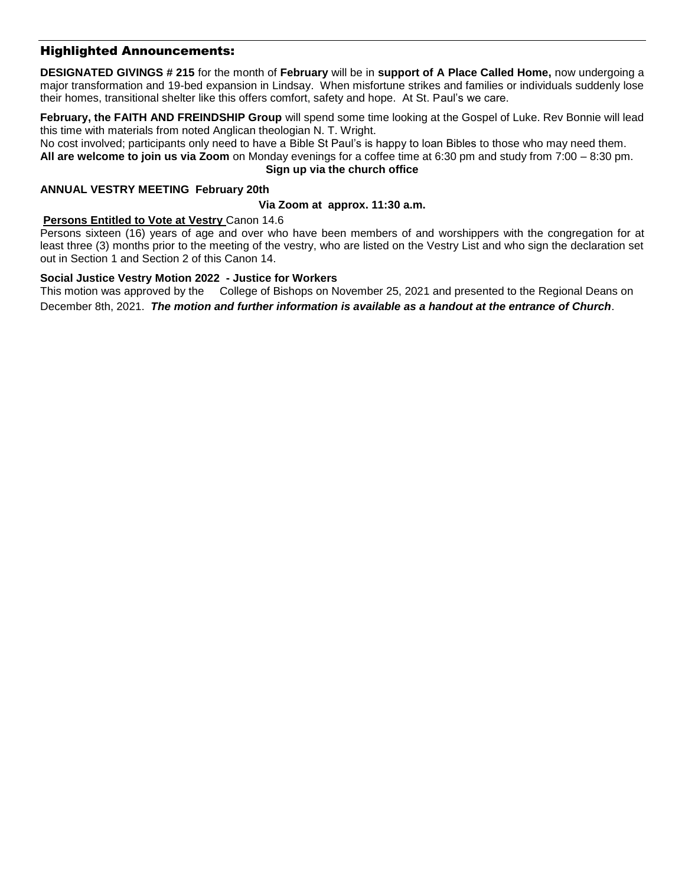## Highlighted Announcements:

**DESIGNATED GIVINGS # 215** for the month of **February** will be in **support of A Place Called Home,** now undergoing a major transformation and 19-bed expansion in Lindsay. When misfortune strikes and families or individuals suddenly lose their homes, transitional shelter like this offers comfort, safety and hope. At St. Paul's we care.

**February, the FAITH AND FREINDSHIP Group** will spend some time looking at the Gospel of Luke. Rev Bonnie will lead this time with materials from noted Anglican theologian N. T. Wright.
No cost involved; participants only need to have a Bible St Paul's is happy to loan Bibles to those who may need them.
**All are welcome to join us via Zoom** on Monday evenings for a coffee time at 6:30 pm and study from 7:00 – 8:30 pm.

**Sign up via the church office**

**ANNUAL VESTRY MEETING February 20th**

**Via Zoom at approx. 11:30 a.m.**

**Persons Entitled to Vote at Vestry** Canon 14.6
Persons sixteen (16) years of age and over who have been members of and worshippers with the congregation for at least three (3) months prior to the meeting of the vestry, who are listed on the Vestry List and who sign the declaration set out in Section 1 and Section 2 of this Canon 14.

**Social Justice Vestry Motion 2022 - Justice for Workers**
This motion was approved by the College of Bishops on November 25, 2021 and presented to the Regional Deans on December 8th, 2021. ***The motion and further information is available as a handout at the entrance of Church***.